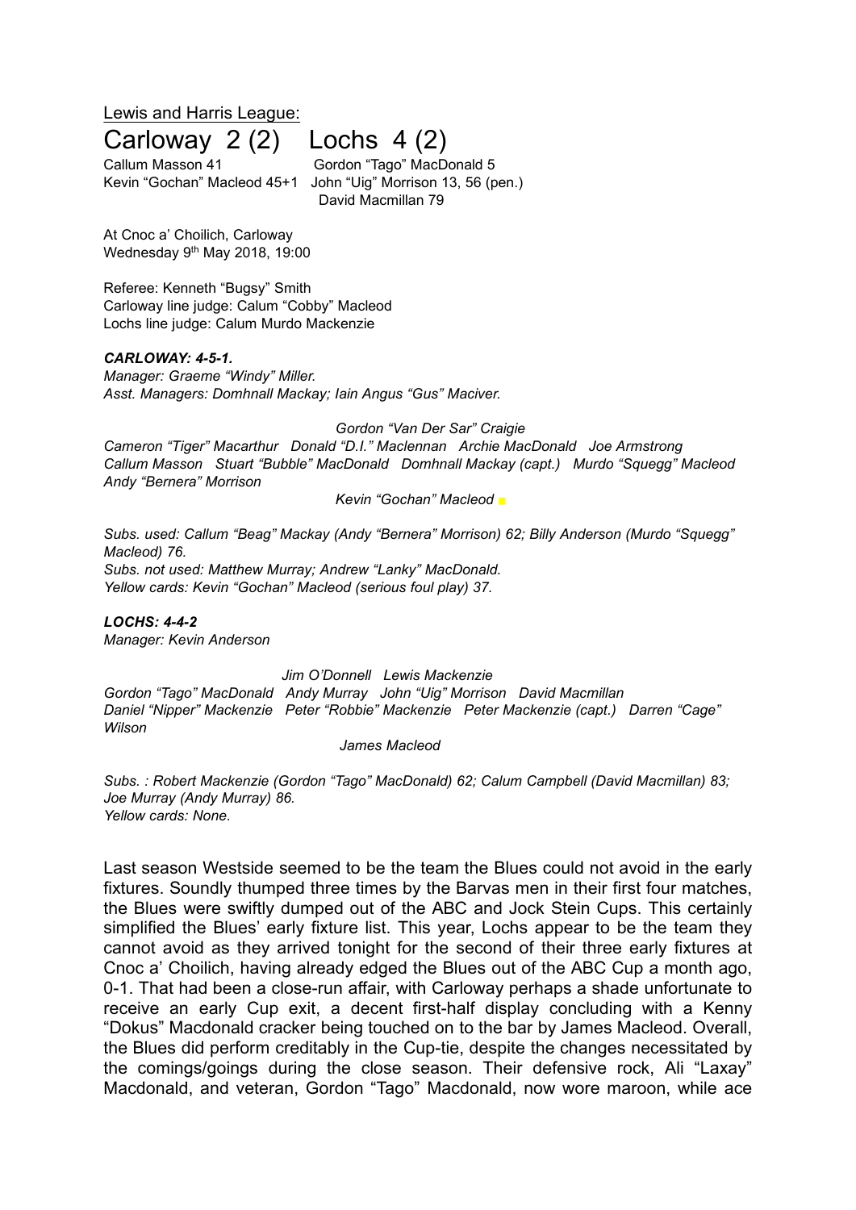<u>Lewis and Harris League:</u>

# Carloway 2 (2) Lochs 4 (2)

Callum Masson 41 — Gordon "Tago" MacDonald 5
Kevin "Gochan" Macleod 45+1 — John "Uig" Morrison 13, 56 (pen.)
David Macmillan 79

At Cnoc a' Choilich, Carloway
Wednesday 9th May 2018, 19:00

Referee: Kenneth "Bugsy" Smith
Carloway line judge: Calum "Cobby" Macleod
Lochs line judge: Calum Murdo Mackenzie

***CARLOWAY: 4-5-1.***
*Manager: Graeme "Windy" Miller.*
*Asst. Managers: Domhnall Mackay; Iain Angus "Gus" Maciver.*

*Gordon "Van Der Sar" Craigie*
*Cameron "Tiger" Macarthur Donald "D.I." Maclennan Archie MacDonald Joe Armstrong*
*Callum Masson Stuart "Bubble" MacDonald Domhnall Mackay (capt.) Murdo "Squegg" Macleod Andy "Bernera" Morrison*
*Kevin "Gochan" Macleod* ■

*Subs. used: Callum "Beag" Mackay (Andy "Bernera" Morrison) 62; Billy Anderson (Murdo "Squegg" Macleod) 76.*
*Subs. not used: Matthew Murray; Andrew "Lanky" MacDonald.*
*Yellow cards: Kevin "Gochan" Macleod (serious foul play) 37.*

***LOCHS: 4-4-2***
*Manager: Kevin Anderson*

*Jim O'Donnell Lewis Mackenzie*
*Gordon "Tago" MacDonald Andy Murray John "Uig" Morrison David Macmillan*
*Daniel "Nipper" Mackenzie Peter "Robbie" Mackenzie Peter Mackenzie (capt.) Darren "Cage" Wilson*
*James Macleod*

*Subs. : Robert Mackenzie (Gordon "Tago" MacDonald) 62; Calum Campbell (David Macmillan) 83; Joe Murray (Andy Murray) 86.*
*Yellow cards: None.*

Last season Westside seemed to be the team the Blues could not avoid in the early fixtures. Soundly thumped three times by the Barvas men in their first four matches, the Blues were swiftly dumped out of the ABC and Jock Stein Cups. This certainly simplified the Blues' early fixture list. This year, Lochs appear to be the team they cannot avoid as they arrived tonight for the second of their three early fixtures at Cnoc a' Choilich, having already edged the Blues out of the ABC Cup a month ago, 0-1. That had been a close-run affair, with Carloway perhaps a shade unfortunate to receive an early Cup exit, a decent first-half display concluding with a Kenny "Dokus" Macdonald cracker being touched on to the bar by James Macleod. Overall, the Blues did perform creditably in the Cup-tie, despite the changes necessitated by the comings/goings during the close season. Their defensive rock, Ali "Laxay" Macdonald, and veteran, Gordon "Tago" Macdonald, now wore maroon, while ace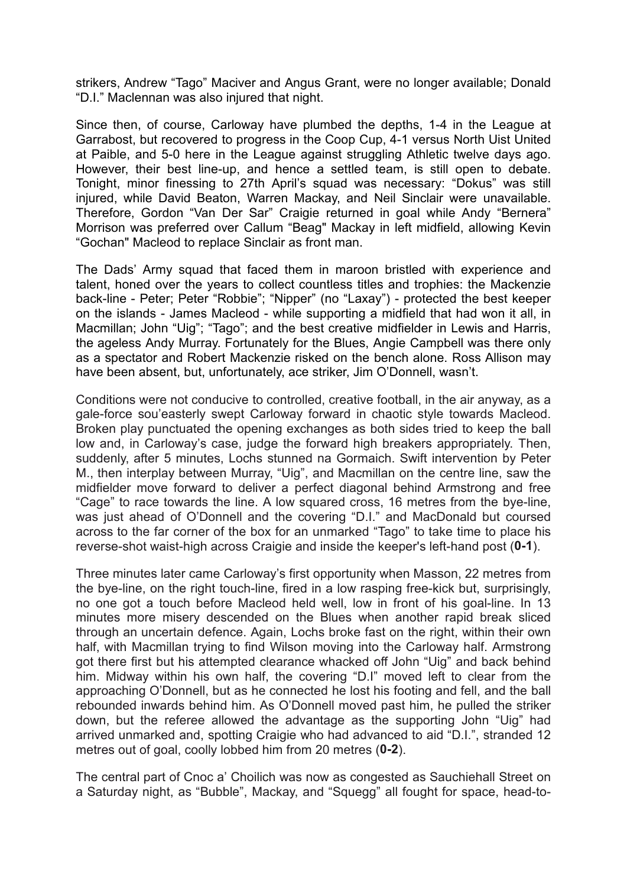strikers, Andrew "Tago" Maciver and Angus Grant, were no longer available; Donald "D.I." Maclennan was also injured that night.

Since then, of course, Carloway have plumbed the depths, 1-4 in the League at Garrabost, but recovered to progress in the Coop Cup, 4-1 versus North Uist United at Paible, and 5-0 here in the League against struggling Athletic twelve days ago. However, their best line-up, and hence a settled team, is still open to debate. Tonight, minor finessing to 27th April's squad was necessary: "Dokus" was still injured, while David Beaton, Warren Mackay, and Neil Sinclair were unavailable. Therefore, Gordon "Van Der Sar" Craigie returned in goal while Andy "Bernera" Morrison was preferred over Callum "Beag" Mackay in left midfield, allowing Kevin "Gochan" Macleod to replace Sinclair as front man.

The Dads' Army squad that faced them in maroon bristled with experience and talent, honed over the years to collect countless titles and trophies: the Mackenzie back-line - Peter; Peter "Robbie"; "Nipper" (no "Laxay") - protected the best keeper on the islands - James Macleod - while supporting a midfield that had won it all, in Macmillan; John "Uig"; "Tago"; and the best creative midfielder in Lewis and Harris, the ageless Andy Murray. Fortunately for the Blues, Angie Campbell was there only as a spectator and Robert Mackenzie risked on the bench alone. Ross Allison may have been absent, but, unfortunately, ace striker, Jim O'Donnell, wasn't.

Conditions were not conducive to controlled, creative football, in the air anyway, as a gale-force sou'easterly swept Carloway forward in chaotic style towards Macleod. Broken play punctuated the opening exchanges as both sides tried to keep the ball low and, in Carloway's case, judge the forward high breakers appropriately. Then, suddenly, after 5 minutes, Lochs stunned na Gormaich. Swift intervention by Peter M., then interplay between Murray, "Uig", and Macmillan on the centre line, saw the midfielder move forward to deliver a perfect diagonal behind Armstrong and free "Cage" to race towards the line. A low squared cross, 16 metres from the bye-line, was just ahead of O'Donnell and the covering "D.I." and MacDonald but coursed across to the far corner of the box for an unmarked "Tago" to take time to place his reverse-shot waist-high across Craigie and inside the keeper's left-hand post (**0-1**).

Three minutes later came Carloway's first opportunity when Masson, 22 metres from the bye-line, on the right touch-line, fired in a low rasping free-kick but, surprisingly, no one got a touch before Macleod held well, low in front of his goal-line. In 13 minutes more misery descended on the Blues when another rapid break sliced through an uncertain defence. Again, Lochs broke fast on the right, within their own half, with Macmillan trying to find Wilson moving into the Carloway half. Armstrong got there first but his attempted clearance whacked off John "Uig" and back behind him. Midway within his own half, the covering "D.I" moved left to clear from the approaching O'Donnell, but as he connected he lost his footing and fell, and the ball rebounded inwards behind him. As O'Donnell moved past him, he pulled the striker down, but the referee allowed the advantage as the supporting John "Uig" had arrived unmarked and, spotting Craigie who had advanced to aid "D.I.", stranded 12 metres out of goal, coolly lobbed him from 20 metres (**0-2**).

The central part of Cnoc a' Choilich was now as congested as Sauchiehall Street on a Saturday night, as "Bubble", Mackay, and "Squegg" all fought for space, head-to-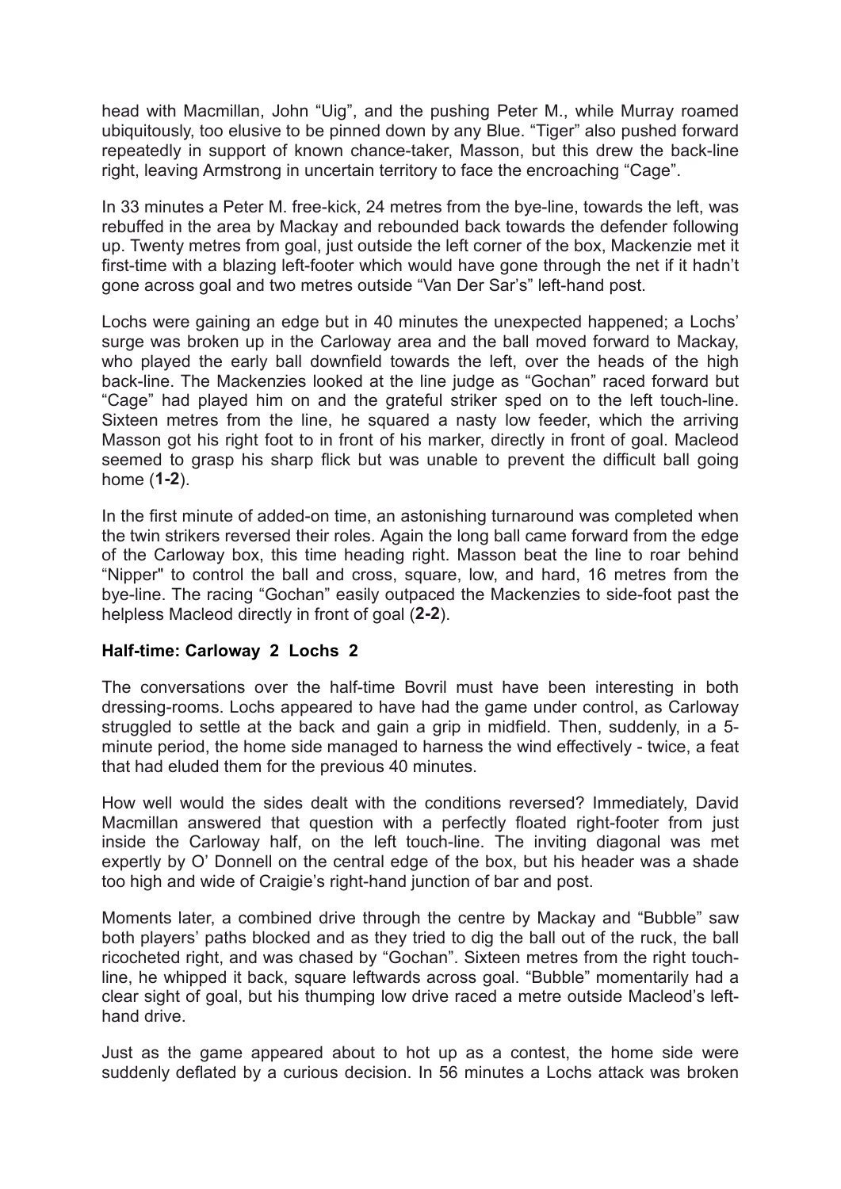head with Macmillan, John "Uig", and the pushing Peter M., while Murray roamed ubiquitously, too elusive to be pinned down by any Blue. "Tiger" also pushed forward repeatedly in support of known chance-taker, Masson, but this drew the back-line right, leaving Armstrong in uncertain territory to face the encroaching "Cage".

In 33 minutes a Peter M. free-kick, 24 metres from the bye-line, towards the left, was rebuffed in the area by Mackay and rebounded back towards the defender following up. Twenty metres from goal, just outside the left corner of the box, Mackenzie met it first-time with a blazing left-footer which would have gone through the net if it hadn't gone across goal and two metres outside "Van Der Sar's" left-hand post.

Lochs were gaining an edge but in 40 minutes the unexpected happened; a Lochs' surge was broken up in the Carloway area and the ball moved forward to Mackay, who played the early ball downfield towards the left, over the heads of the high back-line. The Mackenzies looked at the line judge as "Gochan" raced forward but "Cage" had played him on and the grateful striker sped on to the left touch-line. Sixteen metres from the line, he squared a nasty low feeder, which the arriving Masson got his right foot to in front of his marker, directly in front of goal. Macleod seemed to grasp his sharp flick but was unable to prevent the difficult ball going home (**1-2**).

In the first minute of added-on time, an astonishing turnaround was completed when the twin strikers reversed their roles. Again the long ball came forward from the edge of the Carloway box, this time heading right. Masson beat the line to roar behind "Nipper" to control the ball and cross, square, low, and hard, 16 metres from the bye-line. The racing "Gochan" easily outpaced the Mackenzies to side-foot past the helpless Macleod directly in front of goal (**2-2**).

**Half-time: Carloway 2 Lochs 2**

The conversations over the half-time Bovril must have been interesting in both dressing-rooms. Lochs appeared to have had the game under control, as Carloway struggled to settle at the back and gain a grip in midfield. Then, suddenly, in a 5-minute period, the home side managed to harness the wind effectively - twice, a feat that had eluded them for the previous 40 minutes.

How well would the sides dealt with the conditions reversed? Immediately, David Macmillan answered that question with a perfectly floated right-footer from just inside the Carloway half, on the left touch-line. The inviting diagonal was met expertly by O' Donnell on the central edge of the box, but his header was a shade too high and wide of Craigie's right-hand junction of bar and post.

Moments later, a combined drive through the centre by Mackay and "Bubble" saw both players' paths blocked and as they tried to dig the ball out of the ruck, the ball ricocheted right, and was chased by "Gochan". Sixteen metres from the right touch-line, he whipped it back, square leftwards across goal. "Bubble" momentarily had a clear sight of goal, but his thumping low drive raced a metre outside Macleod's left-hand drive.

Just as the game appeared about to hot up as a contest, the home side were suddenly deflated by a curious decision. In 56 minutes a Lochs attack was broken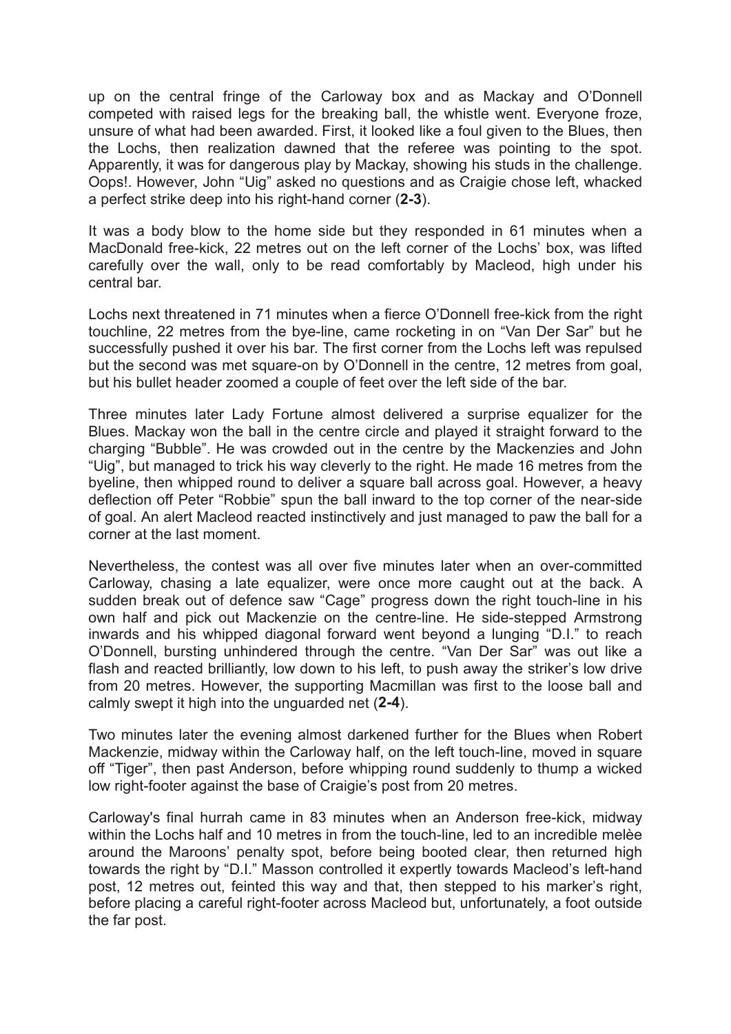up on the central fringe of the Carloway box and as Mackay and O'Donnell competed with raised legs for the breaking ball, the whistle went. Everyone froze, unsure of what had been awarded. First, it looked like a foul given to the Blues, then the Lochs, then realization dawned that the referee was pointing to the spot. Apparently, it was for dangerous play by Mackay, showing his studs in the challenge. Oops!. However, John "Uig" asked no questions and as Craigie chose left, whacked a perfect strike deep into his right-hand corner (**2-3**).

It was a body blow to the home side but they responded in 61 minutes when a MacDonald free-kick, 22 metres out on the left corner of the Lochs' box, was lifted carefully over the wall, only to be read comfortably by Macleod, high under his central bar.

Lochs next threatened in 71 minutes when a fierce O'Donnell free-kick from the right touchline, 22 metres from the bye-line, came rocketing in on "Van Der Sar" but he successfully pushed it over his bar. The first corner from the Lochs left was repulsed but the second was met square-on by O'Donnell in the centre, 12 metres from goal, but his bullet header zoomed a couple of feet over the left side of the bar.

Three minutes later Lady Fortune almost delivered a surprise equalizer for the Blues. Mackay won the ball in the centre circle and played it straight forward to the charging "Bubble". He was crowded out in the centre by the Mackenzies and John "Uig", but managed to trick his way cleverly to the right. He made 16 metres from the byeline, then whipped round to deliver a square ball across goal. However, a heavy deflection off Peter "Robbie" spun the ball inward to the top corner of the near-side of goal. An alert Macleod reacted instinctively and just managed to paw the ball for a corner at the last moment.

Nevertheless, the contest was all over five minutes later when an over-committed Carloway, chasing a late equalizer, were once more caught out at the back. A sudden break out of defence saw "Cage" progress down the right touch-line in his own half and pick out Mackenzie on the centre-line. He side-stepped Armstrong inwards and his whipped diagonal forward went beyond a lunging "D.I." to reach O'Donnell, bursting unhindered through the centre. "Van Der Sar" was out like a flash and reacted brilliantly, low down to his left, to push away the striker's low drive from 20 metres. However, the supporting Macmillan was first to the loose ball and calmly swept it high into the unguarded net (**2-4**).

Two minutes later the evening almost darkened further for the Blues when Robert Mackenzie, midway within the Carloway half, on the left touch-line, moved in square off "Tiger", then past Anderson, before whipping round suddenly to thump a wicked low right-footer against the base of Craigie's post from 20 metres.

Carloway's final hurrah came in 83 minutes when an Anderson free-kick, midway within the Lochs half and 10 metres in from the touch-line, led to an incredible melèe around the Maroons' penalty spot, before being booted clear, then returned high towards the right by "D.I." Masson controlled it expertly towards Macleod's left-hand post, 12 metres out, feinted this way and that, then stepped to his marker's right, before placing a careful right-footer across Macleod but, unfortunately, a foot outside the far post.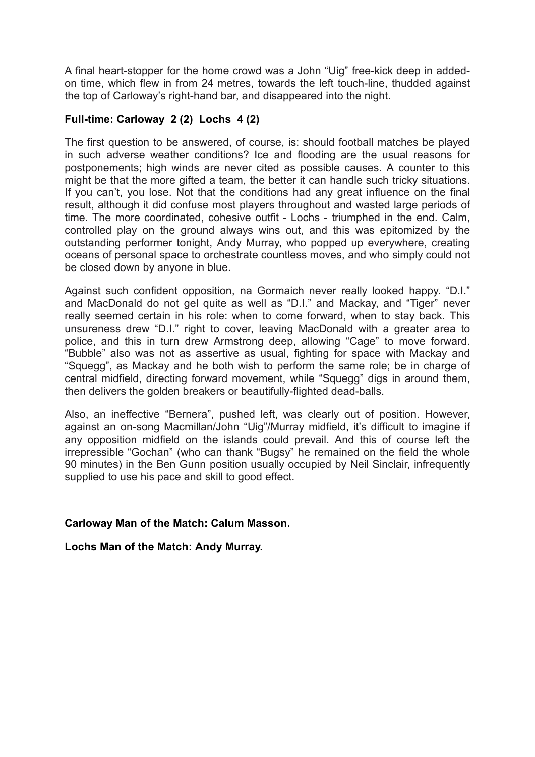A final heart-stopper for the home crowd was a John "Uig" free-kick deep in added-on time, which flew in from 24 metres, towards the left touch-line, thudded against the top of Carloway's right-hand bar, and disappeared into the night.

**Full-time: Carloway 2 (2) Lochs 4 (2)**

The first question to be answered, of course, is: should football matches be played in such adverse weather conditions? Ice and flooding are the usual reasons for postponements; high winds are never cited as possible causes. A counter to this might be that the more gifted a team, the better it can handle such tricky situations. If you can't, you lose. Not that the conditions had any great influence on the final result, although it did confuse most players throughout and wasted large periods of time. The more coordinated, cohesive outfit - Lochs - triumphed in the end. Calm, controlled play on the ground always wins out, and this was epitomized by the outstanding performer tonight, Andy Murray, who popped up everywhere, creating oceans of personal space to orchestrate countless moves, and who simply could not be closed down by anyone in blue.

Against such confident opposition, na Gormaich never really looked happy. "D.I." and MacDonald do not gel quite as well as "D.I." and Mackay, and "Tiger" never really seemed certain in his role: when to come forward, when to stay back. This unsureness drew "D.I." right to cover, leaving MacDonald with a greater area to police, and this in turn drew Armstrong deep, allowing "Cage" to move forward. "Bubble" also was not as assertive as usual, fighting for space with Mackay and "Squegg", as Mackay and he both wish to perform the same role; be in charge of central midfield, directing forward movement, while "Squegg" digs in around them, then delivers the golden breakers or beautifully-flighted dead-balls.

Also, an ineffective "Bernera", pushed left, was clearly out of position. However, against an on-song Macmillan/John "Uig"/Murray midfield, it's difficult to imagine if any opposition midfield on the islands could prevail. And this of course left the irrepressible "Gochan" (who can thank "Bugsy" he remained on the field the whole 90 minutes) in the Ben Gunn position usually occupied by Neil Sinclair, infrequently supplied to use his pace and skill to good effect.

**Carloway Man of the Match: Calum Masson.**

**Lochs Man of the Match: Andy Murray.**